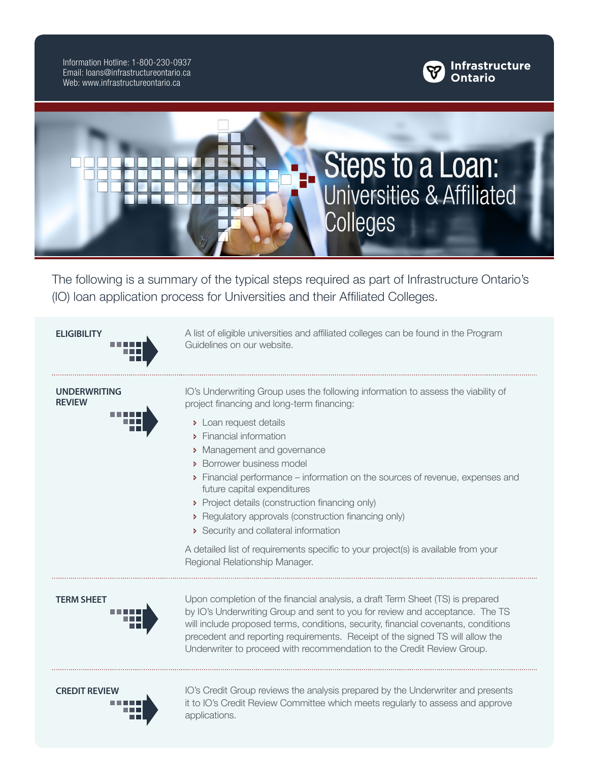Information Hotline: 1-800-230-0937
Email: loans@infrastructureontario.ca
Web: www.infrastructureontario.ca

Infrastructure Ontario

# Steps to a Loan: Universities & Affiliated Colleges

The following is a summary of the typical steps required as part of Infrastructure Ontario's (IO) loan application process for Universities and their Affiliated Colleges.

## ELIGIBILITY

A list of eligible universities and affiliated colleges can be found in the Program Guidelines on our website.

## UNDERWRITING REVIEW

IO's Underwriting Group uses the following information to assess the viability of project financing and long-term financing:

- Loan request details
- Financial information
- Management and governance
- Borrower business model
- Financial performance – information on the sources of revenue, expenses and future capital expenditures
- Project details (construction financing only)
- Regulatory approvals (construction financing only)
- Security and collateral information

A detailed list of requirements specific to your project(s) is available from your Regional Relationship Manager.

## TERM SHEET

Upon completion of the financial analysis, a draft Term Sheet (TS) is prepared by IO's Underwriting Group and sent to you for review and acceptance. The TS will include proposed terms, conditions, security, financial covenants, conditions precedent and reporting requirements. Receipt of the signed TS will allow the Underwriter to proceed with recommendation to the Credit Review Group.

## CREDIT REVIEW

IO's Credit Group reviews the analysis prepared by the Underwriter and presents it to IO's Credit Review Committee which meets regularly to assess and approve applications.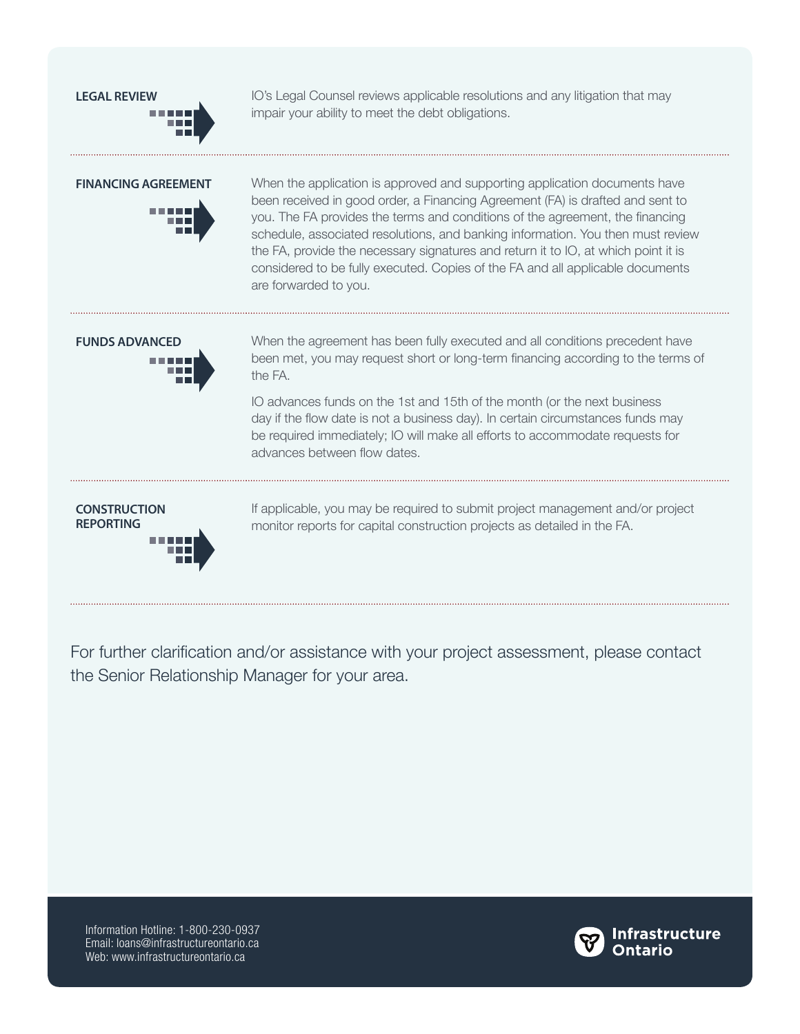### LEGAL REVIEW

IO's Legal Counsel reviews applicable resolutions and any litigation that may impair your ability to meet the debt obligations.

### FINANCING AGREEMENT

When the application is approved and supporting application documents have been received in good order, a Financing Agreement (FA) is drafted and sent to you. The FA provides the terms and conditions of the agreement, the financing schedule, associated resolutions, and banking information. You then must review the FA, provide the necessary signatures and return it to IO, at which point it is considered to be fully executed. Copies of the FA and all applicable documents are forwarded to you.

### FUNDS ADVANCED

When the agreement has been fully executed and all conditions precedent have been met, you may request short or long-term financing according to the terms of the FA.

IO advances funds on the 1st and 15th of the month (or the next business day if the flow date is not a business day). In certain circumstances funds may be required immediately; IO will make all efforts to accommodate requests for advances between flow dates.

### CONSTRUCTION REPORTING

If applicable, you may be required to submit project management and/or project monitor reports for capital construction projects as detailed in the FA.

For further clarification and/or assistance with your project assessment, please contact the Senior Relationship Manager for your area.

Information Hotline: 1-800-230-0937
Email: loans@infrastructureontario.ca
Web: www.infrastructureontario.ca

Infrastructure Ontario